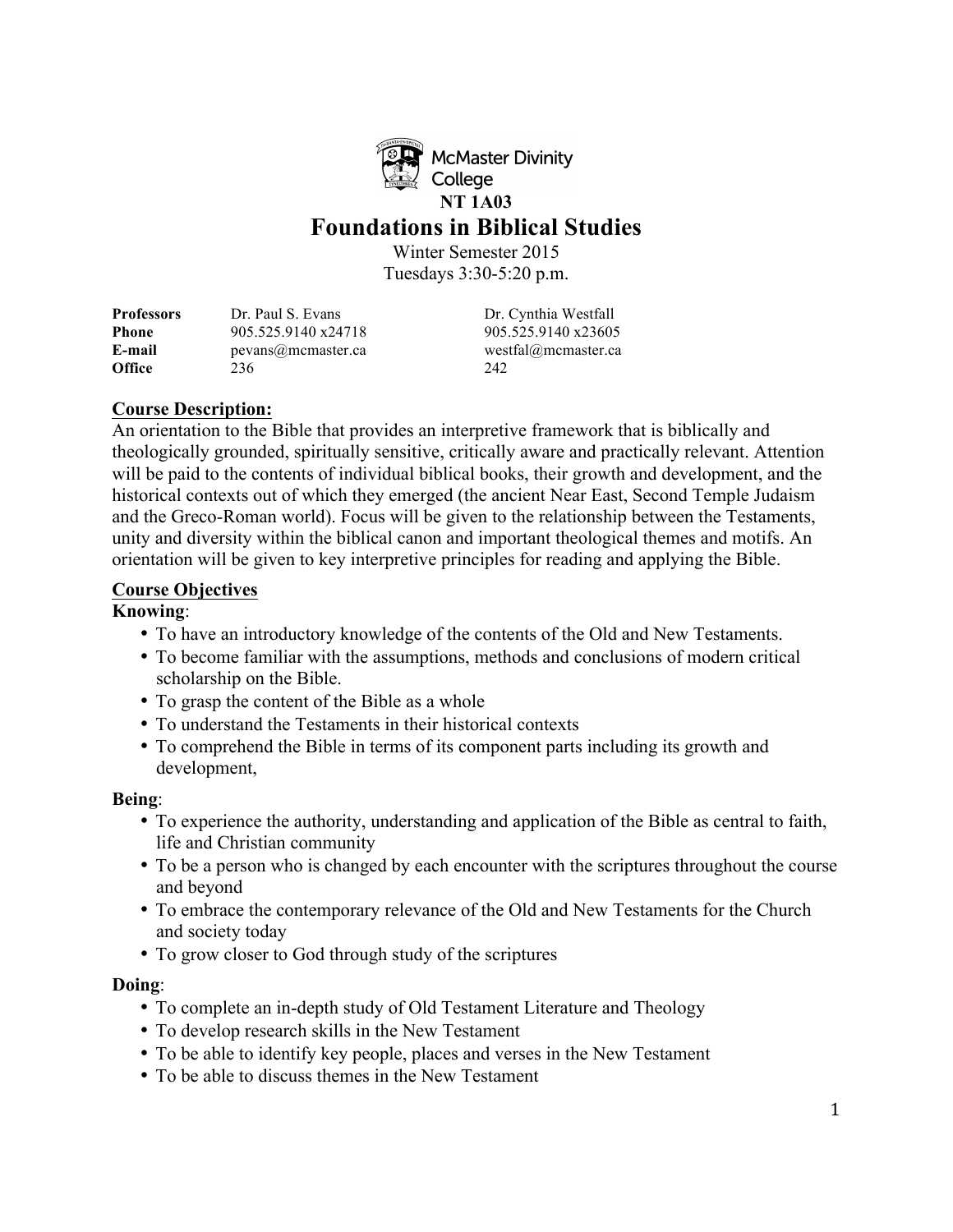McMaster Divinity College

**NT 1A03**

# Foundations in Biblical Studies

Winter Semester 2015

Tuesdays 3:30-5:20 p.m.

| | | |
|---|---|---|
| **Professors** | Dr. Paul S. Evans | Dr. Cynthia Westfall |
| **Phone** | 905.525.9140 x24718 | 905.525.9140 x23605 |
| **E-mail** | pevans@mcmaster.ca | westfal@mcmaster.ca |
| **Office** | 236 | 242 |

## Course Description:

An orientation to the Bible that provides an interpretive framework that is biblically and theologically grounded, spiritually sensitive, critically aware and practically relevant. Attention will be paid to the contents of individual biblical books, their growth and development, and the historical contexts out of which they emerged (the ancient Near East, Second Temple Judaism and the Greco-Roman world). Focus will be given to the relationship between the Testaments, unity and diversity within the biblical canon and important theological themes and motifs. An orientation will be given to key interpretive principles for reading and applying the Bible.

## Course Objectives

**Knowing**:

- To have an introductory knowledge of the contents of the Old and New Testaments.
- To become familiar with the assumptions, methods and conclusions of modern critical scholarship on the Bible.
- To grasp the content of the Bible as a whole
- To understand the Testaments in their historical contexts
- To comprehend the Bible in terms of its component parts including its growth and development,

**Being**:

- To experience the authority, understanding and application of the Bible as central to faith, life and Christian community
- To be a person who is changed by each encounter with the scriptures throughout the course and beyond
- To embrace the contemporary relevance of the Old and New Testaments for the Church and society today
- To grow closer to God through study of the scriptures

**Doing**:

- To complete an in-depth study of Old Testament Literature and Theology
- To develop research skills in the New Testament
- To be able to identify key people, places and verses in the New Testament
- To be able to discuss themes in the New Testament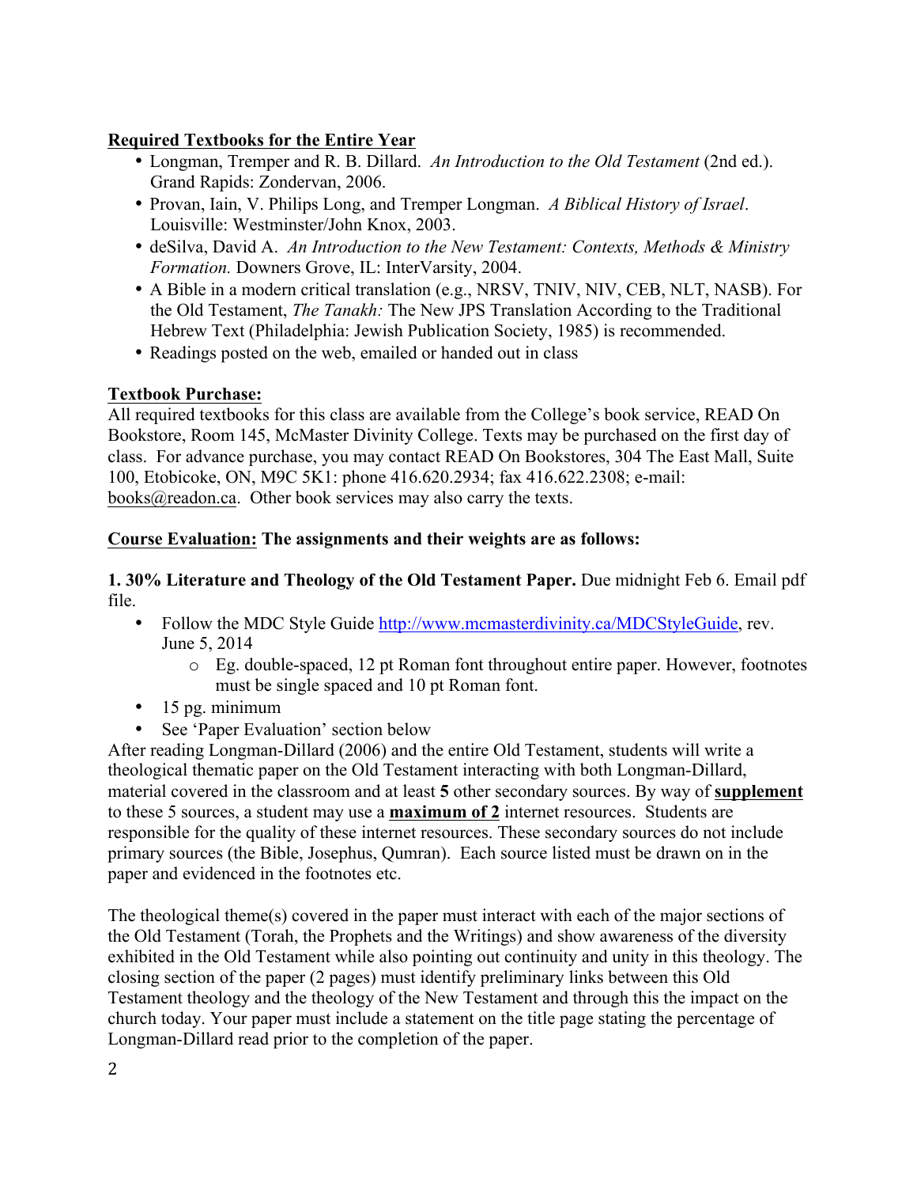**<u>Required Textbooks for the Entire Year</u>**

- Longman, Tremper and R. B. Dillard. *An Introduction to the Old Testament* (2nd ed.). Grand Rapids: Zondervan, 2006.
- Provan, Iain, V. Philips Long, and Tremper Longman. *A Biblical History of Israel*. Louisville: Westminster/John Knox, 2003.
- deSilva, David A. *An Introduction to the New Testament: Contexts, Methods & Ministry Formation.* Downers Grove, IL: InterVarsity, 2004.
- A Bible in a modern critical translation (e.g., NRSV, TNIV, NIV, CEB, NLT, NASB). For the Old Testament, *The Tanakh:* The New JPS Translation According to the Traditional Hebrew Text (Philadelphia: Jewish Publication Society, 1985) is recommended.
- Readings posted on the web, emailed or handed out in class

**<u>Textbook Purchase:</u>**

All required textbooks for this class are available from the College's book service, READ On Bookstore, Room 145, McMaster Divinity College. Texts may be purchased on the first day of class. For advance purchase, you may contact READ On Bookstores, 304 The East Mall, Suite 100, Etobicoke, ON, M9C 5K1: phone 416.620.2934; fax 416.622.2308; e-mail: books@readon.ca. Other book services may also carry the texts.

**<u>Course Evaluation:</u> The assignments and their weights are as follows:**

**1. 30% Literature and Theology of the Old Testament Paper.** Due midnight Feb 6. Email pdf file.

- Follow the MDC Style Guide http://www.mcmasterdivinity.ca/MDCStyleGuide, rev. June 5, 2014
  - Eg. double-spaced, 12 pt Roman font throughout entire paper. However, footnotes must be single spaced and 10 pt Roman font.
- 15 pg. minimum
- See 'Paper Evaluation' section below

After reading Longman-Dillard (2006) and the entire Old Testament, students will write a theological thematic paper on the Old Testament interacting with both Longman-Dillard, material covered in the classroom and at least **5** other secondary sources. By way of **<u>supplement</u>** to these 5 sources, a student may use a **<u>maximum of 2</u>** internet resources. Students are responsible for the quality of these internet resources. These secondary sources do not include primary sources (the Bible, Josephus, Qumran). Each source listed must be drawn on in the paper and evidenced in the footnotes etc.

The theological theme(s) covered in the paper must interact with each of the major sections of the Old Testament (Torah, the Prophets and the Writings) and show awareness of the diversity exhibited in the Old Testament while also pointing out continuity and unity in this theology. The closing section of the paper (2 pages) must identify preliminary links between this Old Testament theology and the theology of the New Testament and through this the impact on the church today. Your paper must include a statement on the title page stating the percentage of Longman-Dillard read prior to the completion of the paper.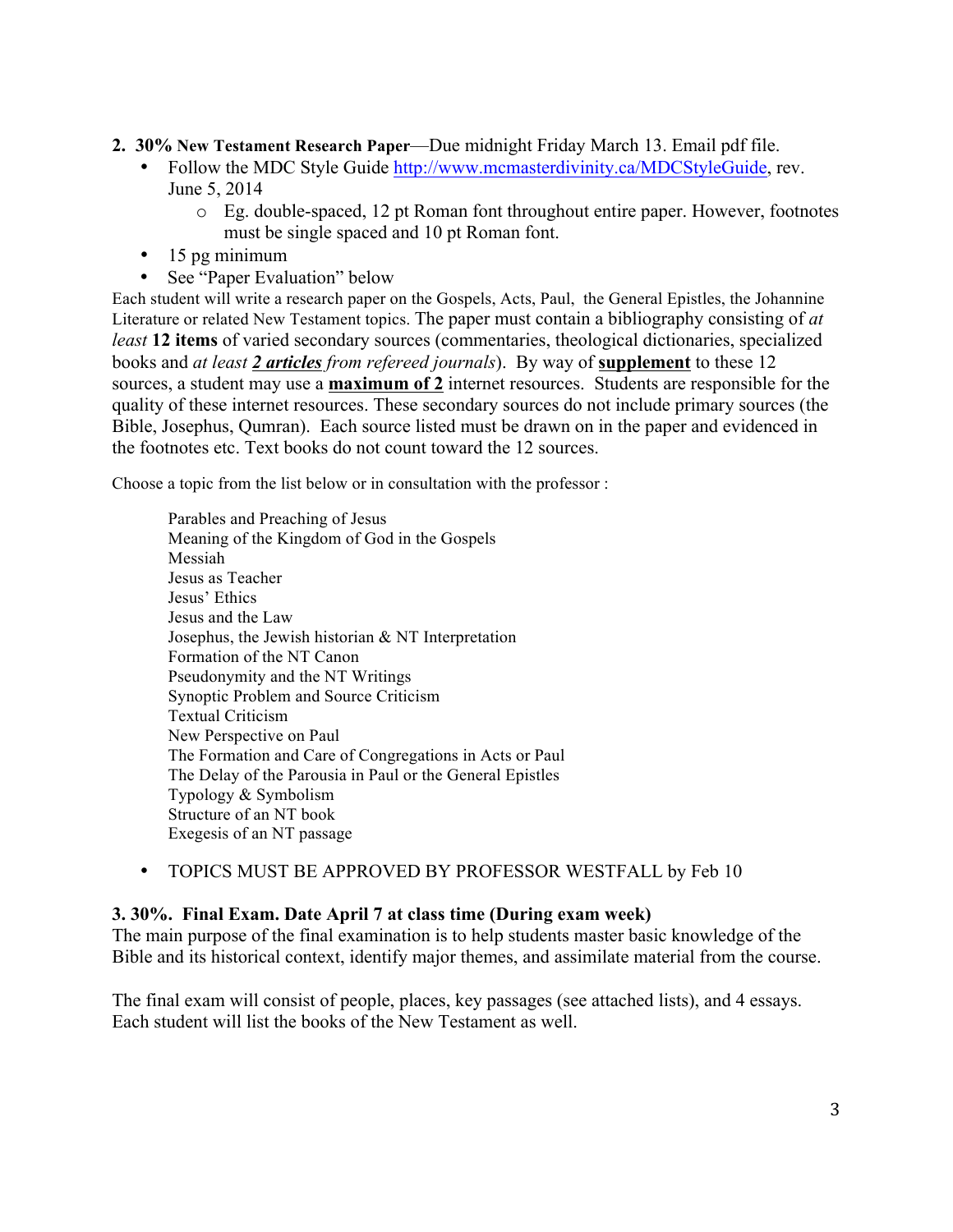**2. 30% New Testament Research Paper**—Due midnight Friday March 13. Email pdf file.

- Follow the MDC Style Guide http://www.mcmasterdivinity.ca/MDCStyleGuide, rev. June 5, 2014
  - Eg. double-spaced, 12 pt Roman font throughout entire paper. However, footnotes must be single spaced and 10 pt Roman font.
- 15 pg minimum
- See "Paper Evaluation" below

Each student will write a research paper on the Gospels, Acts, Paul, the General Epistles, the Johannine Literature or related New Testament topics. The paper must contain a bibliography consisting of *at least* **12 items** of varied secondary sources (commentaries, theological dictionaries, specialized books and *at least* ***2 articles*** *from refereed journals*). By way of **supplement** to these 12 sources, a student may use a **maximum of 2** internet resources. Students are responsible for the quality of these internet resources. These secondary sources do not include primary sources (the Bible, Josephus, Qumran). Each source listed must be drawn on in the paper and evidenced in the footnotes etc. Text books do not count toward the 12 sources.

Choose a topic from the list below or in consultation with the professor :

Parables and Preaching of Jesus
Meaning of the Kingdom of God in the Gospels
Messiah
Jesus as Teacher
Jesus' Ethics
Jesus and the Law
Josephus, the Jewish historian & NT Interpretation
Formation of the NT Canon
Pseudonymity and the NT Writings
Synoptic Problem and Source Criticism
Textual Criticism
New Perspective on Paul
The Formation and Care of Congregations in Acts or Paul
The Delay of the Parousia in Paul or the General Epistles
Typology & Symbolism
Structure of an NT book
Exegesis of an NT passage

- TOPICS MUST BE APPROVED BY PROFESSOR WESTFALL by Feb 10

**3. 30%. Final Exam. Date April 7 at class time (During exam week)**

The main purpose of the final examination is to help students master basic knowledge of the Bible and its historical context, identify major themes, and assimilate material from the course.

The final exam will consist of people, places, key passages (see attached lists), and 4 essays. Each student will list the books of the New Testament as well.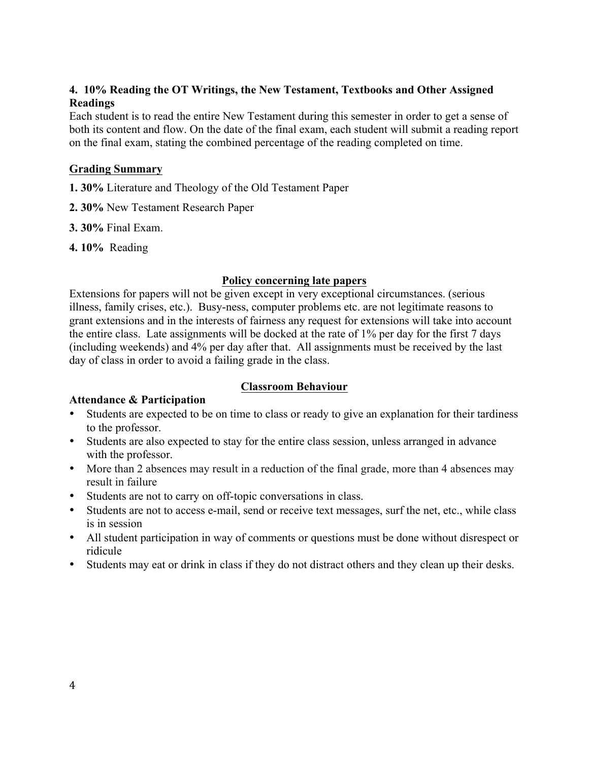**4. 10% Reading the OT Writings, the New Testament, Textbooks and Other Assigned Readings**

Each student is to read the entire New Testament during this semester in order to get a sense of both its content and flow. On the date of the final exam, each student will submit a reading report on the final exam, stating the combined percentage of the reading completed on time.

## Grading Summary

**1. 30%** Literature and Theology of the Old Testament Paper

**2. 30%** New Testament Research Paper

**3. 30%** Final Exam.

**4. 10%** Reading

## Policy concerning late papers

Extensions for papers will not be given except in very exceptional circumstances. (serious illness, family crises, etc.). Busy-ness, computer problems etc. are not legitimate reasons to grant extensions and in the interests of fairness any request for extensions will take into account the entire class. Late assignments will be docked at the rate of 1% per day for the first 7 days (including weekends) and 4% per day after that. All assignments must be received by the last day of class in order to avoid a failing grade in the class.

## Classroom Behaviour

**Attendance & Participation**

- Students are expected to be on time to class or ready to give an explanation for their tardiness to the professor.
- Students are also expected to stay for the entire class session, unless arranged in advance with the professor.
- More than 2 absences may result in a reduction of the final grade, more than 4 absences may result in failure
- Students are not to carry on off-topic conversations in class.
- Students are not to access e-mail, send or receive text messages, surf the net, etc., while class is in session
- All student participation in way of comments or questions must be done without disrespect or ridicule
- Students may eat or drink in class if they do not distract others and they clean up their desks.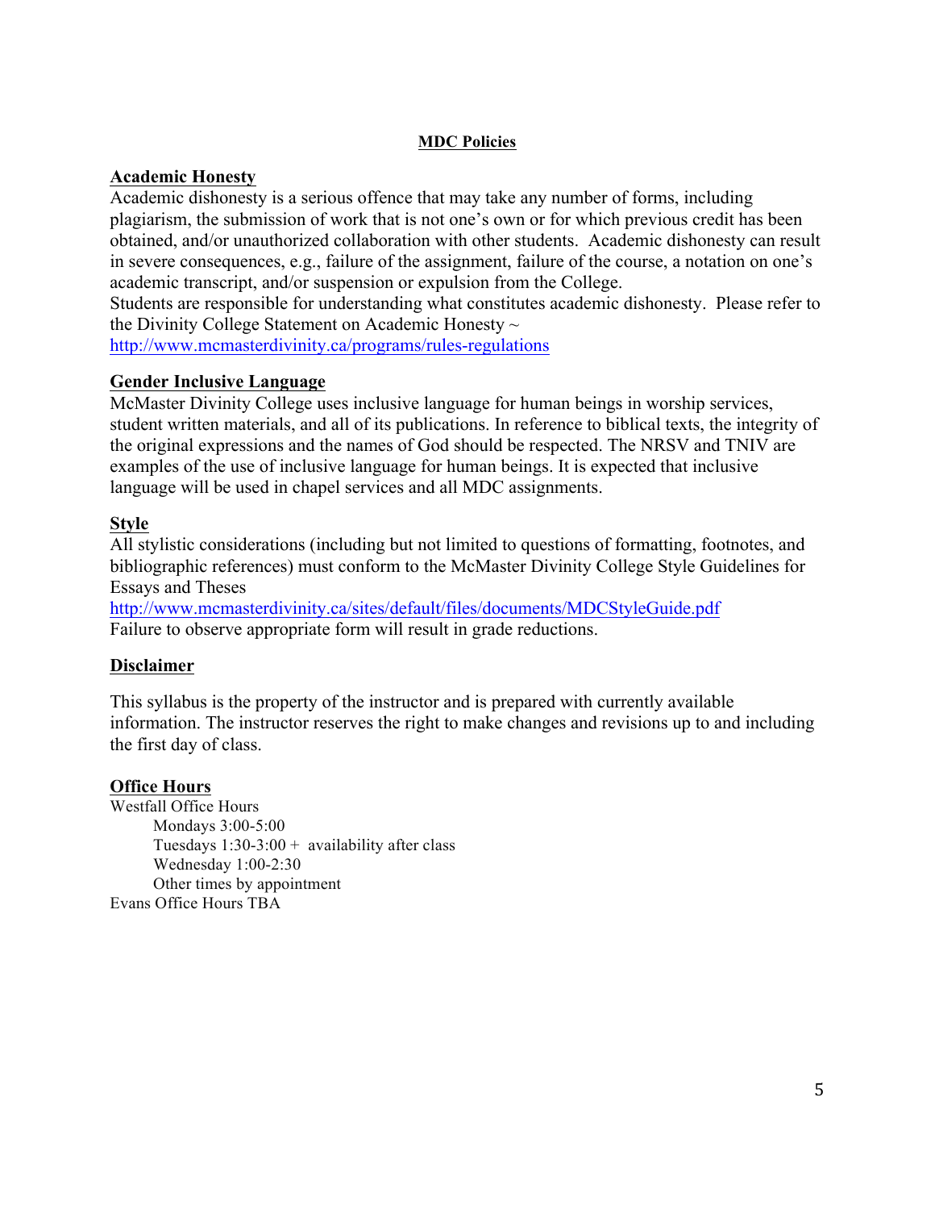## MDC Policies

### Academic Honesty

Academic dishonesty is a serious offence that may take any number of forms, including plagiarism, the submission of work that is not one's own or for which previous credit has been obtained, and/or unauthorized collaboration with other students. Academic dishonesty can result in severe consequences, e.g., failure of the assignment, failure of the course, a notation on one's academic transcript, and/or suspension or expulsion from the College.

Students are responsible for understanding what constitutes academic dishonesty. Please refer to the Divinity College Statement on Academic Honesty ~ http://www.mcmasterdivinity.ca/programs/rules-regulations

### Gender Inclusive Language

McMaster Divinity College uses inclusive language for human beings in worship services, student written materials, and all of its publications. In reference to biblical texts, the integrity of the original expressions and the names of God should be respected. The NRSV and TNIV are examples of the use of inclusive language for human beings. It is expected that inclusive language will be used in chapel services and all MDC assignments.

### Style

All stylistic considerations (including but not limited to questions of formatting, footnotes, and bibliographic references) must conform to the McMaster Divinity College Style Guidelines for Essays and Theses
http://www.mcmasterdivinity.ca/sites/default/files/documents/MDCStyleGuide.pdf
Failure to observe appropriate form will result in grade reductions.

### Disclaimer

This syllabus is the property of the instructor and is prepared with currently available information. The instructor reserves the right to make changes and revisions up to and including the first day of class.

### Office Hours

Westfall Office Hours
- Mondays 3:00-5:00
- Tuesdays 1:30-3:00 + availability after class
- Wednesday 1:00-2:30
- Other times by appointment

Evans Office Hours TBA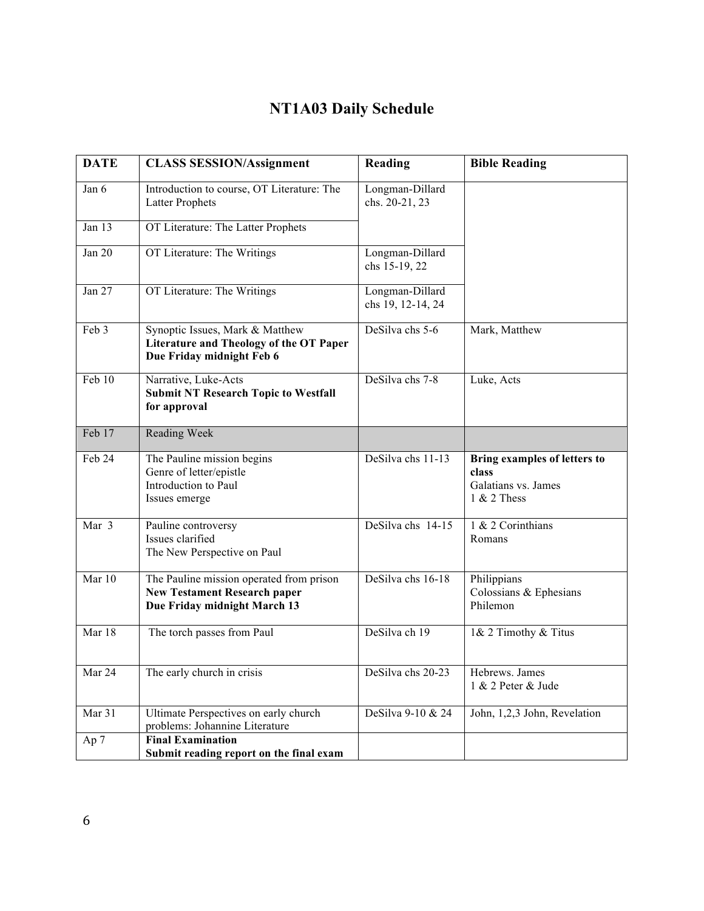# NT1A03 Daily Schedule

| DATE | CLASS SESSION/Assignment | Reading | Bible Reading |
|---|---|---|---|
| Jan 6 | Introduction to course, OT Literature: The Latter Prophets | Longman-Dillard chs. 20-21, 23 | |
| Jan 13 | OT Literature: The Latter Prophets | | |
| Jan 20 | OT Literature: The Writings | Longman-Dillard chs 15-19, 22 | |
| Jan 27 | OT Literature: The Writings | Longman-Dillard chs 19, 12-14, 24 | |
| Feb 3 | Synoptic Issues, Mark & Matthew<br>**Literature and Theology of the OT Paper Due Friday midnight Feb 6** | DeSilva chs 5-6 | Mark, Matthew |
| Feb 10 | Narrative, Luke-Acts<br>**Submit NT Research Topic to Westfall for approval** | DeSilva chs 7-8 | Luke, Acts |
| Feb 17 | Reading Week | | |
| Feb 24 | The Pauline mission begins<br>Genre of letter/epistle<br>Introduction to Paul<br>Issues emerge | DeSilva chs 11-13 | **Bring examples of letters to class**<br>Galatians vs. James<br>1 & 2 Thess |
| Mar 3 | Pauline controversy<br>Issues clarified<br>The New Perspective on Paul | DeSilva chs 14-15 | 1 & 2 Corinthians<br>Romans |
| Mar 10 | The Pauline mission operated from prison<br>**New Testament Research paper Due Friday midnight March 13** | DeSilva chs 16-18 | Philippians<br>Colossians & Ephesians<br>Philemon |
| Mar 18 | The torch passes from Paul | DeSilva ch 19 | 1& 2 Timothy & Titus |
| Mar 24 | The early church in crisis | DeSilva chs 20-23 | Hebrews. James<br>1 & 2 Peter & Jude |
| Mar 31 | Ultimate Perspectives on early church problems: Johannine Literature | DeSilva 9-10 & 24 | John, 1,2,3 John, Revelation |
| Ap 7 | **Final Examination**<br>**Submit reading report on the final exam** | | |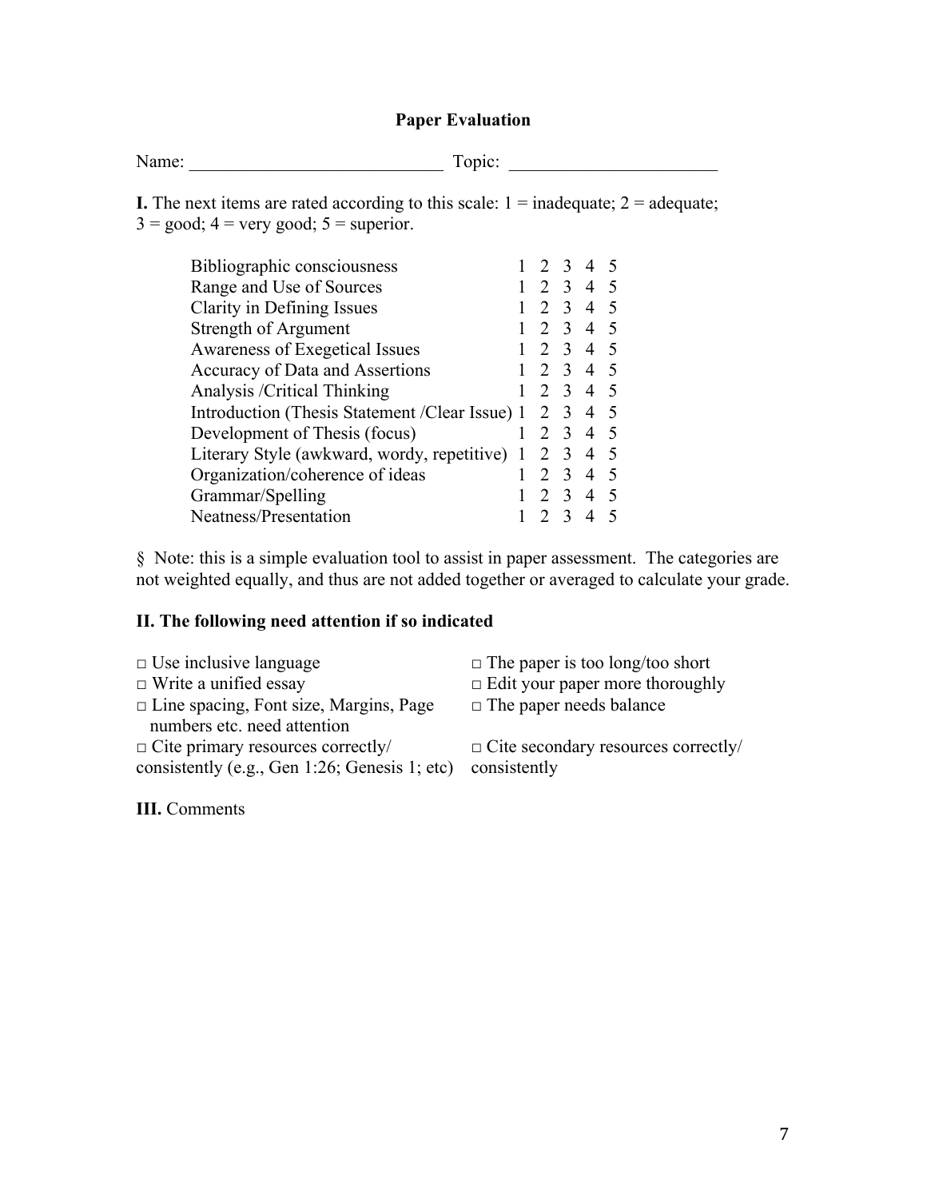# Paper Evaluation

Name: ____________________________ Topic: _______________________

**I.** The next items are rated according to this scale: 1 = inadequate; 2 = adequate; 3 = good; 4 = very good; 5 = superior.

| | | | | | |
|---|---|---|---|---|---|
| Bibliographic consciousness | 1 | 2 | 3 | 4 | 5 |
| Range and Use of Sources | 1 | 2 | 3 | 4 | 5 |
| Clarity in Defining Issues | 1 | 2 | 3 | 4 | 5 |
| Strength of Argument | 1 | 2 | 3 | 4 | 5 |
| Awareness of Exegetical Issues | 1 | 2 | 3 | 4 | 5 |
| Accuracy of Data and Assertions | 1 | 2 | 3 | 4 | 5 |
| Analysis /Critical Thinking | 1 | 2 | 3 | 4 | 5 |
| Introduction (Thesis Statement /Clear Issue) | 1 | 2 | 3 | 4 | 5 |
| Development of Thesis (focus) | 1 | 2 | 3 | 4 | 5 |
| Literary Style (awkward, wordy, repetitive) | 1 | 2 | 3 | 4 | 5 |
| Organization/coherence of ideas | 1 | 2 | 3 | 4 | 5 |
| Grammar/Spelling | 1 | 2 | 3 | 4 | 5 |
| Neatness/Presentation | 1 | 2 | 3 | 4 | 5 |

§ Note: this is a simple evaluation tool to assist in paper assessment. The categories are not weighted equally, and thus are not added together or averaged to calculate your grade.

**II. The following need attention if so indicated**

- □ Use inclusive language
- □ Write a unified essay
- □ Line spacing, Font size, Margins, Page numbers etc. need attention
- □ Cite primary resources correctly/ consistently (e.g., Gen 1:26; Genesis 1; etc)
- □ The paper is too long/too short
- □ Edit your paper more thoroughly
- □ The paper needs balance
- □ Cite secondary resources correctly/ consistently

**III.** Comments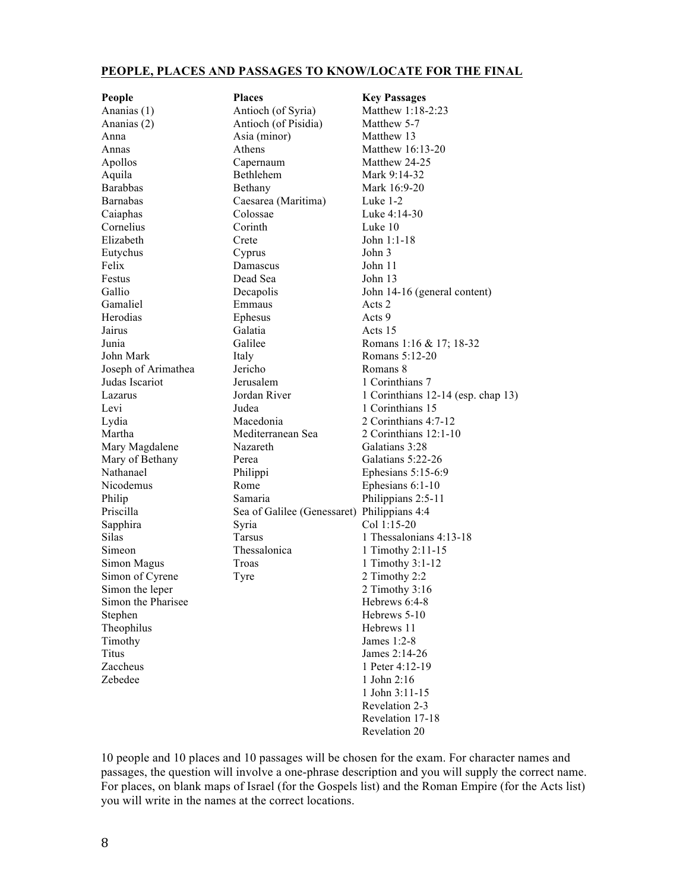**PEOPLE, PLACES AND PASSAGES TO KNOW/LOCATE FOR THE FINAL**

| **People** | **Places** | **Key Passages** |
|---|---|---|
| Ananias (1) | Antioch (of Syria) | Matthew 1:18-2:23 |
| Ananias (2) | Antioch (of Pisidia) | Matthew 5-7 |
| Anna | Asia (minor) | Matthew 13 |
| Annas | Athens | Matthew 16:13-20 |
| Apollos | Capernaum | Matthew 24-25 |
| Aquila | Bethlehem | Mark 9:14-32 |
| Barabbas | Bethany | Mark 16:9-20 |
| Barnabas | Caesarea (Maritima) | Luke 1-2 |
| Caiaphas | Colossae | Luke 4:14-30 |
| Cornelius | Corinth | Luke 10 |
| Elizabeth | Crete | John 1:1-18 |
| Eutychus | Cyprus | John 3 |
| Felix | Damascus | John 11 |
| Festus | Dead Sea | John 13 |
| Gallio | Decapolis | John 14-16 (general content) |
| Gamaliel | Emmaus | Acts 2 |
| Herodias | Ephesus | Acts 9 |
| Jairus | Galatia | Acts 15 |
| Junia | Galilee | Romans 1:16 & 17; 18-32 |
| John Mark | Italy | Romans 5:12-20 |
| Joseph of Arimathea | Jericho | Romans 8 |
| Judas Iscariot | Jerusalem | 1 Corinthians 7 |
| Lazarus | Jordan River | 1 Corinthians 12-14 (esp. chap 13) |
| Levi | Judea | 1 Corinthians 15 |
| Lydia | Macedonia | 2 Corinthians 4:7-12 |
| Martha | Mediterranean Sea | 2 Corinthians 12:1-10 |
| Mary Magdalene | Nazareth | Galatians 3:28 |
| Mary of Bethany | Perea | Galatians 5:22-26 |
| Nathanael | Philippi | Ephesians 5:15-6:9 |
| Nicodemus | Rome | Ephesians 6:1-10 |
| Philip | Samaria | Philippians 2:5-11 |
| Priscilla | Sea of Galilee (Genessaret) | Philippians 4:4 |
| Sapphira | Syria | Col 1:15-20 |
| Silas | Tarsus | 1 Thessalonians 4:13-18 |
| Simeon | Thessalonica | 1 Timothy 2:11-15 |
| Simon Magus | Troas | 1 Timothy 3:1-12 |
| Simon of Cyrene | Tyre | 2 Timothy 2:2 |
| Simon the leper | | 2 Timothy 3:16 |
| Simon the Pharisee | | Hebrews 6:4-8 |
| Stephen | | Hebrews 5-10 |
| Theophilus | | Hebrews 11 |
| Timothy | | James 1:2-8 |
| Titus | | James 2:14-26 |
| Zaccheus | | 1 Peter 4:12-19 |
| Zebedee | | 1 John 2:16 |
| | | 1 John 3:11-15 |
| | | Revelation 2-3 |
| | | Revelation 17-18 |
| | | Revelation 20 |

10 people and 10 places and 10 passages will be chosen for the exam. For character names and passages, the question will involve a one-phrase description and you will supply the correct name. For places, on blank maps of Israel (for the Gospels list) and the Roman Empire (for the Acts list) you will write in the names at the correct locations.